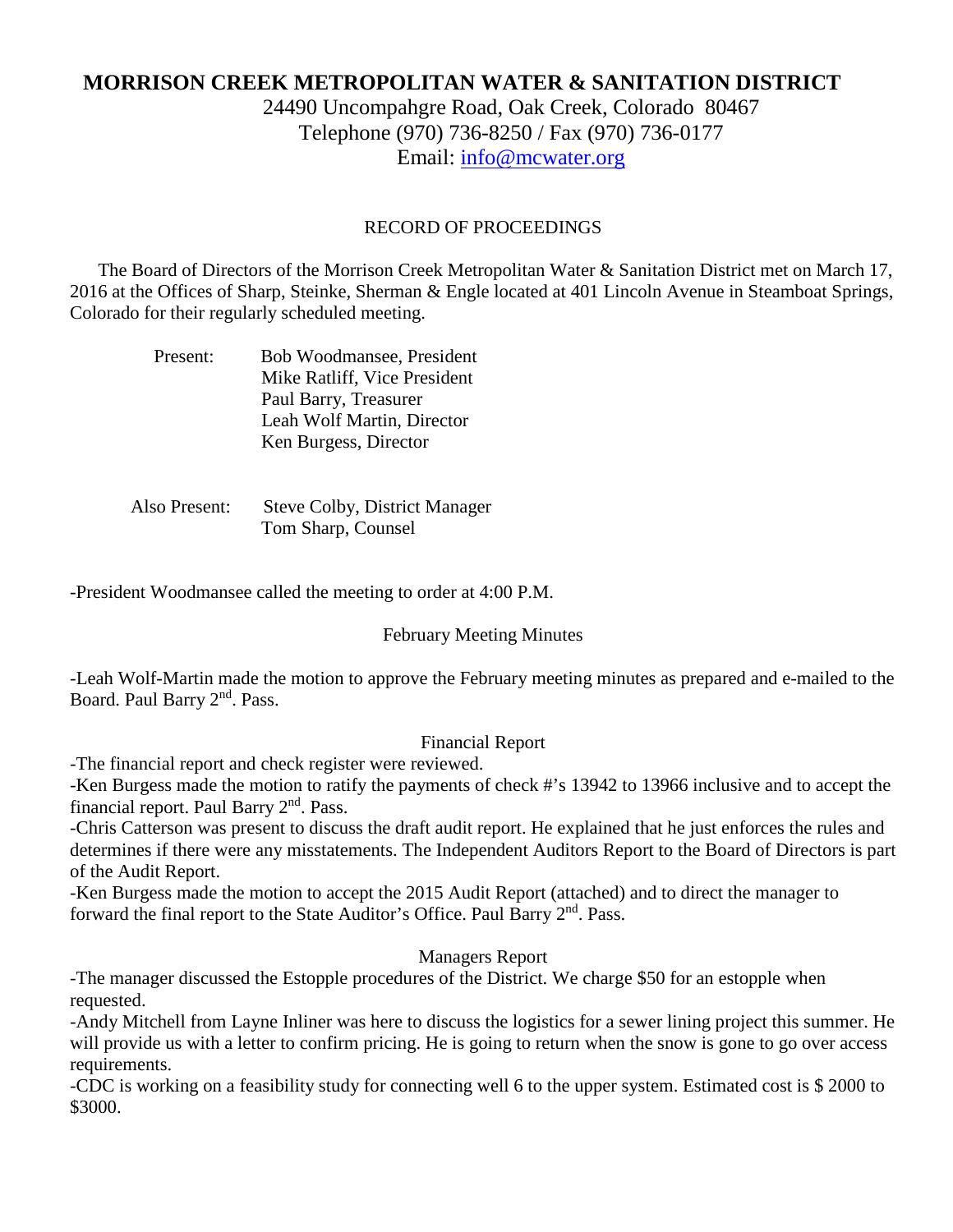# MORRISON CREEK METROPOLITAN WATER & SANITATION DISTRICT

24490 Uncompahgre Road, Oak Creek, Colorado 80467
Telephone (970) 736-8250 / Fax (970) 736-0177
Email: info@mcwater.org

## RECORD OF PROCEEDINGS

The Board of Directors of the Morrison Creek Metropolitan Water & Sanitation District met on March 17, 2016 at the Offices of Sharp, Steinke, Sherman & Engle located at 401 Lincoln Avenue in Steamboat Springs, Colorado for their regularly scheduled meeting.

Present: Bob Woodmansee, President
Mike Ratliff, Vice President
Paul Barry, Treasurer
Leah Wolf Martin, Director
Ken Burgess, Director

Also Present: Steve Colby, District Manager
Tom Sharp, Counsel

-President Woodmansee called the meeting to order at 4:00 P.M.

### February Meeting Minutes

-Leah Wolf-Martin made the motion to approve the February meeting minutes as prepared and e-mailed to the Board. Paul Barry 2nd. Pass.

### Financial Report

-The financial report and check register were reviewed.
-Ken Burgess made the motion to ratify the payments of check #'s 13942 to 13966 inclusive and to accept the financial report. Paul Barry 2nd. Pass.
-Chris Catterson was present to discuss the draft audit report. He explained that he just enforces the rules and determines if there were any misstatements. The Independent Auditors Report to the Board of Directors is part of the Audit Report.
-Ken Burgess made the motion to accept the 2015 Audit Report (attached) and to direct the manager to forward the final report to the State Auditor's Office. Paul Barry 2nd. Pass.

### Managers Report

-The manager discussed the Estopple procedures of the District. We charge $50 for an estopple when requested.
-Andy Mitchell from Layne Inliner was here to discuss the logistics for a sewer lining project this summer. He will provide us with a letter to confirm pricing. He is going to return when the snow is gone to go over access requirements.
-CDC is working on a feasibility study for connecting well 6 to the upper system. Estimated cost is $ 2000 to $3000.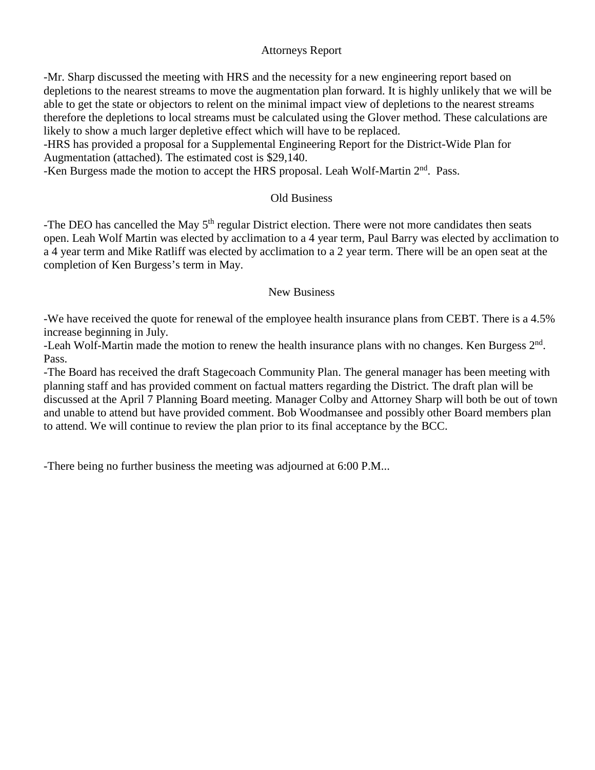## Attorneys Report

-Mr. Sharp discussed the meeting with HRS and the necessity for a new engineering report based on depletions to the nearest streams to move the augmentation plan forward. It is highly unlikely that we will be able to get the state or objectors to relent on the minimal impact view of depletions to the nearest streams therefore the depletions to local streams must be calculated using the Glover method. These calculations are likely to show a much larger depletive effect which will have to be replaced.
-HRS has provided a proposal for a Supplemental Engineering Report for the District-Wide Plan for Augmentation (attached). The estimated cost is $29,140.
-Ken Burgess made the motion to accept the HRS proposal. Leah Wolf-Martin 2nd. Pass.

## Old Business

-The DEO has cancelled the May 5th regular District election. There were not more candidates then seats open. Leah Wolf Martin was elected by acclimation to a 4 year term, Paul Barry was elected by acclimation to a 4 year term and Mike Ratliff was elected by acclimation to a 2 year term. There will be an open seat at the completion of Ken Burgess's term in May.

## New Business

-We have received the quote for renewal of the employee health insurance plans from CEBT. There is a 4.5% increase beginning in July.
-Leah Wolf-Martin made the motion to renew the health insurance plans with no changes. Ken Burgess 2nd. Pass.
-The Board has received the draft Stagecoach Community Plan. The general manager has been meeting with planning staff and has provided comment on factual matters regarding the District. The draft plan will be discussed at the April 7 Planning Board meeting. Manager Colby and Attorney Sharp will both be out of town and unable to attend but have provided comment. Bob Woodmansee and possibly other Board members plan to attend. We will continue to review the plan prior to its final acceptance by the BCC.

-There being no further business the meeting was adjourned at 6:00 P.M...